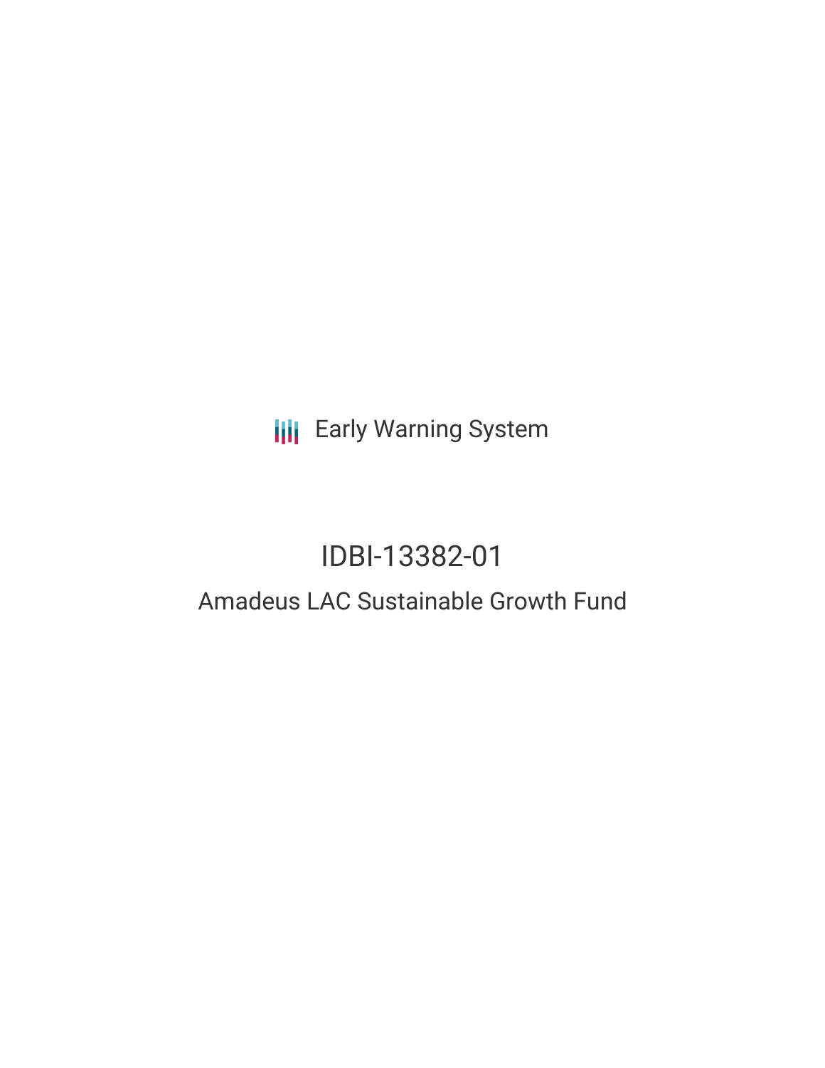Early Warning System

# IDBI-13382-01

## Amadeus LAC Sustainable Growth Fund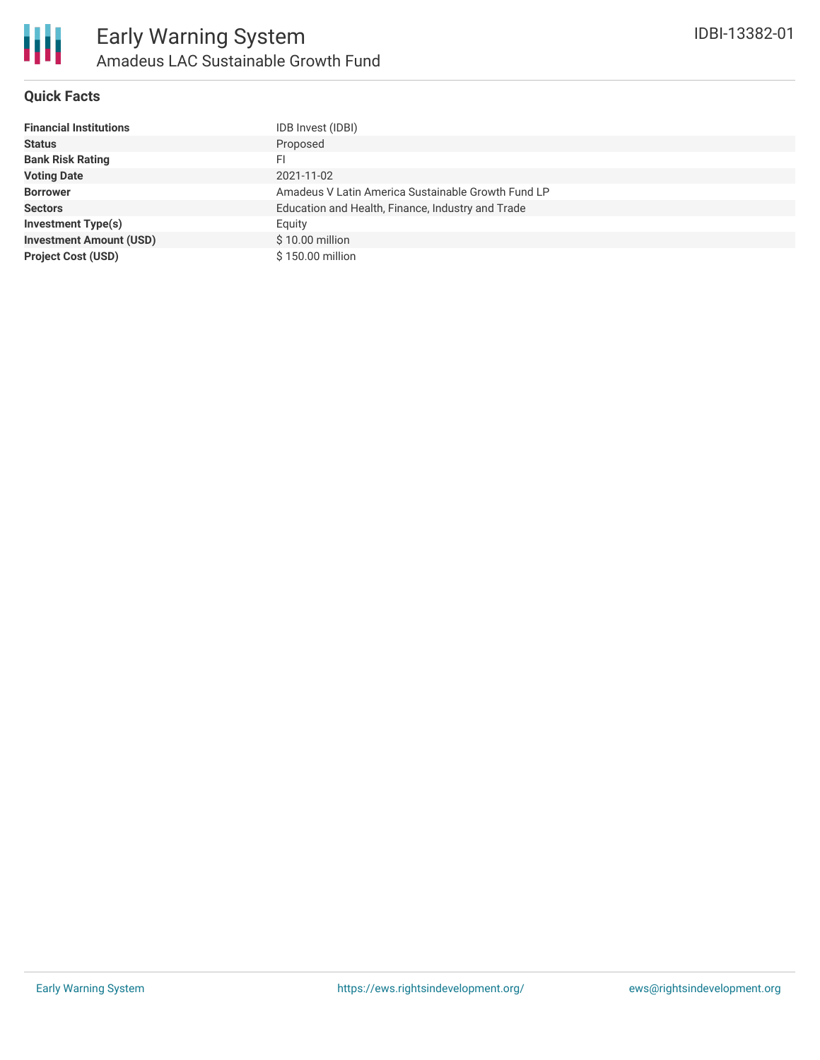# Early Warning System
## Amadeus LAC Sustainable Growth Fund

IDBI-13382-01

### Quick Facts

| | |
|---|---|
| **Financial Institutions** | IDB Invest (IDBI) |
| **Status** | Proposed |
| **Bank Risk Rating** | FI |
| **Voting Date** | 2021-11-02 |
| **Borrower** | Amadeus V Latin America Sustainable Growth Fund LP |
| **Sectors** | Education and Health, Finance, Industry and Trade |
| **Investment Type(s)** | Equity |
| **Investment Amount (USD)** | $ 10.00 million |
| **Project Cost (USD)** | $ 150.00 million |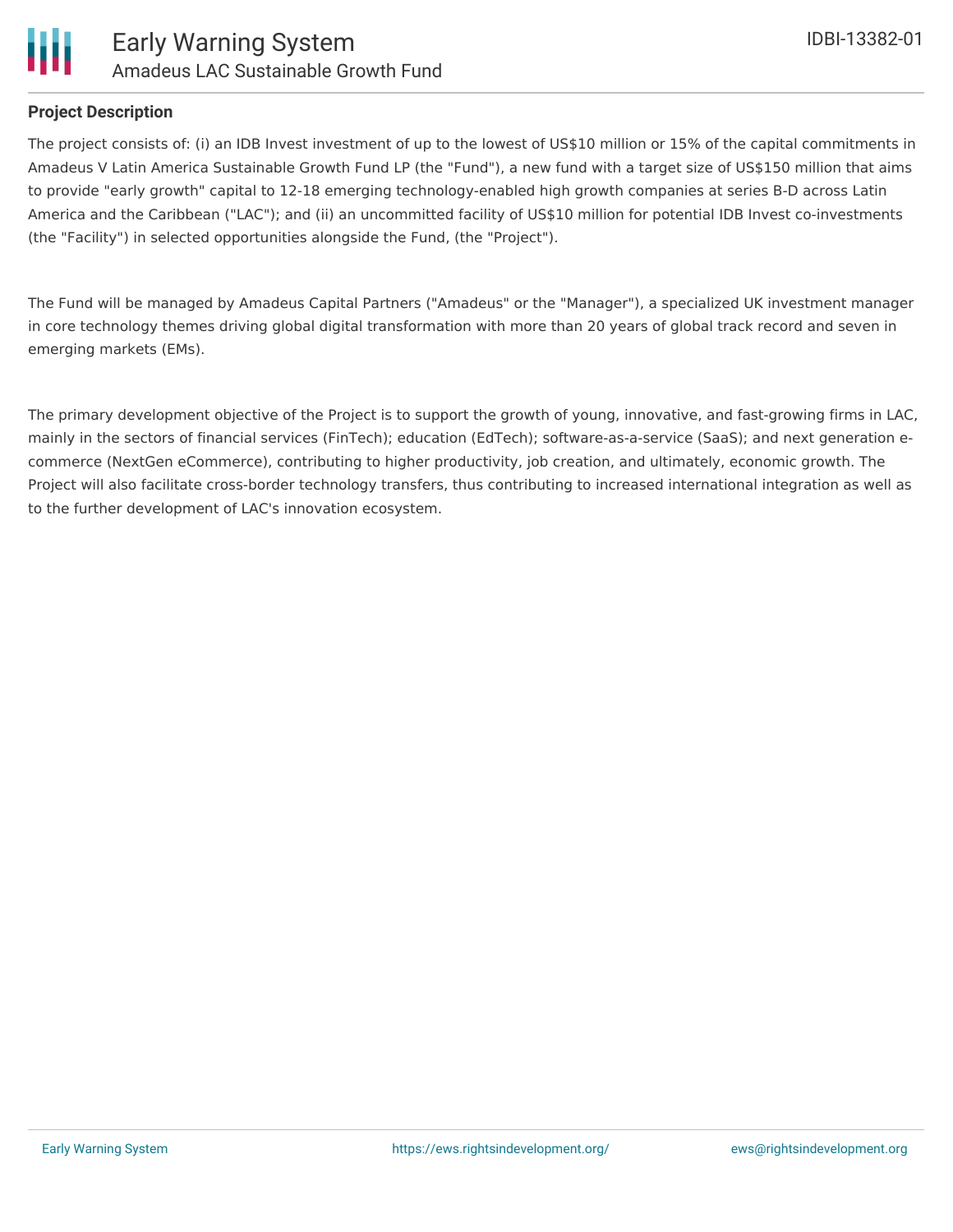## Project Description

The project consists of: (i) an IDB Invest investment of up to the lowest of US$10 million or 15% of the capital commitments in Amadeus V Latin America Sustainable Growth Fund LP (the "Fund"), a new fund with a target size of US$150 million that aims to provide "early growth" capital to 12-18 emerging technology-enabled high growth companies at series B-D across Latin America and the Caribbean ("LAC"); and (ii) an uncommitted facility of US$10 million for potential IDB Invest co-investments (the "Facility") in selected opportunities alongside the Fund, (the "Project").

The Fund will be managed by Amadeus Capital Partners ("Amadeus" or the "Manager"), a specialized UK investment manager in core technology themes driving global digital transformation with more than 20 years of global track record and seven in emerging markets (EMs).

The primary development objective of the Project is to support the growth of young, innovative, and fast-growing firms in LAC, mainly in the sectors of financial services (FinTech); education (EdTech); software-as-a-service (SaaS); and next generation e-commerce (NextGen eCommerce), contributing to higher productivity, job creation, and ultimately, economic growth. The Project will also facilitate cross-border technology transfers, thus contributing to increased international integration as well as to the further development of LAC's innovation ecosystem.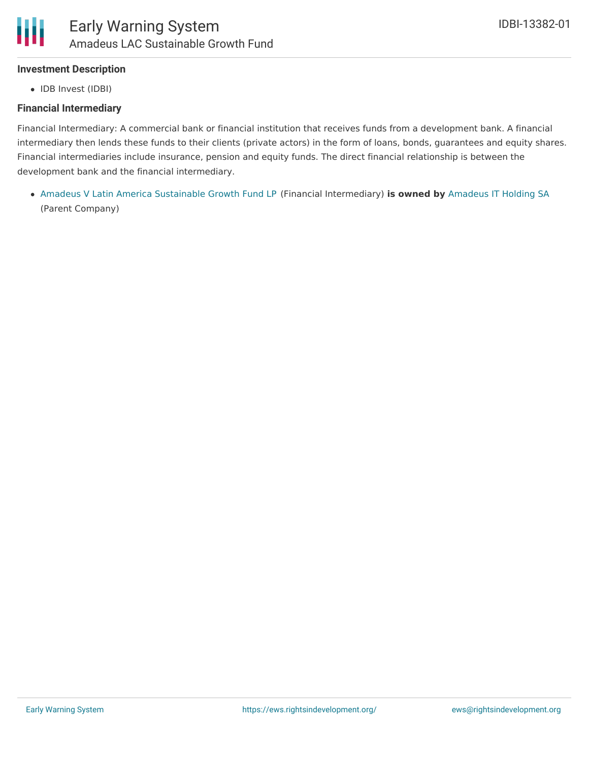### Investment Description

- IDB Invest (IDBI)

### Financial Intermediary

Financial Intermediary: A commercial bank or financial institution that receives funds from a development bank. A financial intermediary then lends these funds to their clients (private actors) in the form of loans, bonds, guarantees and equity shares. Financial intermediaries include insurance, pension and equity funds. The direct financial relationship is between the development bank and the financial intermediary.

- Amadeus V Latin America Sustainable Growth Fund LP (Financial Intermediary) **is owned by** Amadeus IT Holding SA (Parent Company)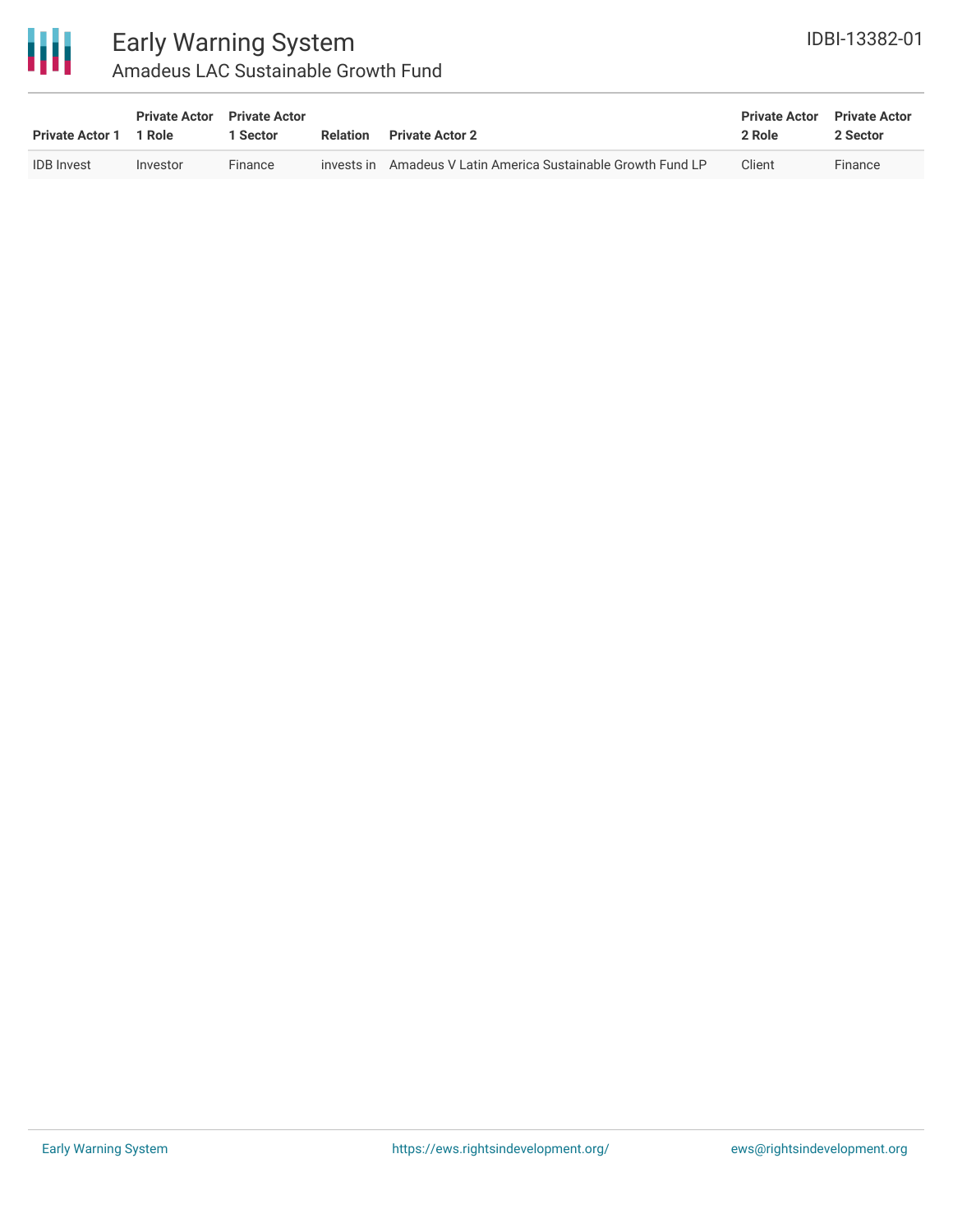| Private Actor 1 | Private Actor 1 Role | Private Actor 1 Sector | Relation | Private Actor 2 | Private Actor 2 Role | Private Actor 2 Sector |
|---|---|---|---|---|---|---|
| IDB Invest | Investor | Finance | invests in | Amadeus V Latin America Sustainable Growth Fund LP | Client | Finance |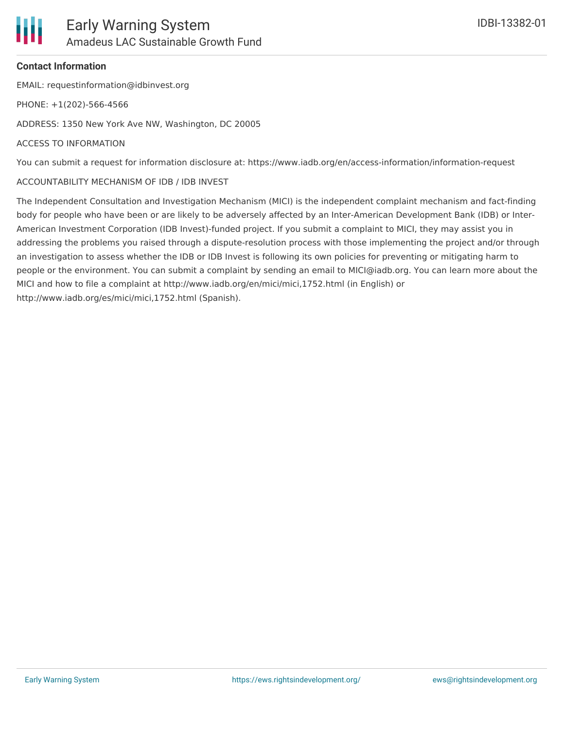**Contact Information**

EMAIL: requestinformation@idbinvest.org

PHONE: +1(202)-566-4566

ADDRESS: 1350 New York Ave NW, Washington, DC 20005

ACCESS TO INFORMATION

You can submit a request for information disclosure at: https://www.iadb.org/en/access-information/information-request

ACCOUNTABILITY MECHANISM OF IDB / IDB INVEST

The Independent Consultation and Investigation Mechanism (MICI) is the independent complaint mechanism and fact-finding body for people who have been or are likely to be adversely affected by an Inter-American Development Bank (IDB) or Inter-American Investment Corporation (IDB Invest)-funded project. If you submit a complaint to MICI, they may assist you in addressing the problems you raised through a dispute-resolution process with those implementing the project and/or through an investigation to assess whether the IDB or IDB Invest is following its own policies for preventing or mitigating harm to people or the environment. You can submit a complaint by sending an email to MICI@iadb.org. You can learn more about the MICI and how to file a complaint at http://www.iadb.org/en/mici/mici,1752.html (in English) or http://www.iadb.org/es/mici/mici,1752.html (Spanish).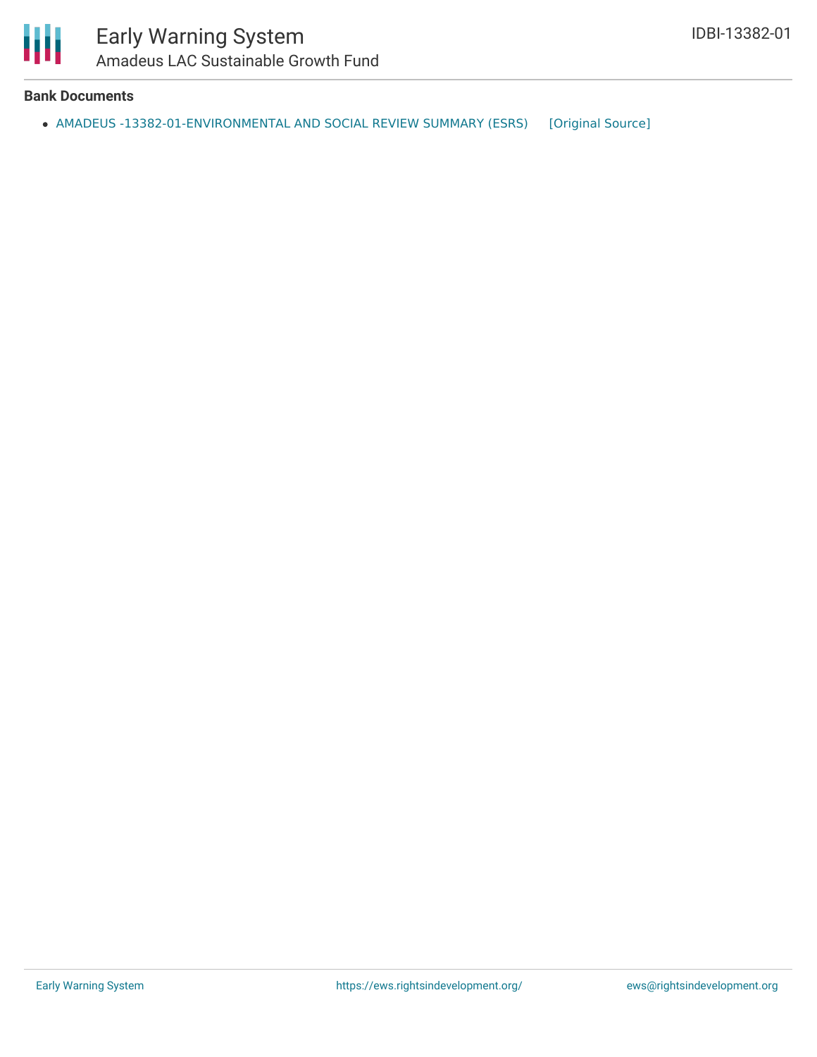**Bank Documents**

- AMADEUS -13382-01-ENVIRONMENTAL AND SOCIAL REVIEW SUMMARY (ESRS) [Original Source]